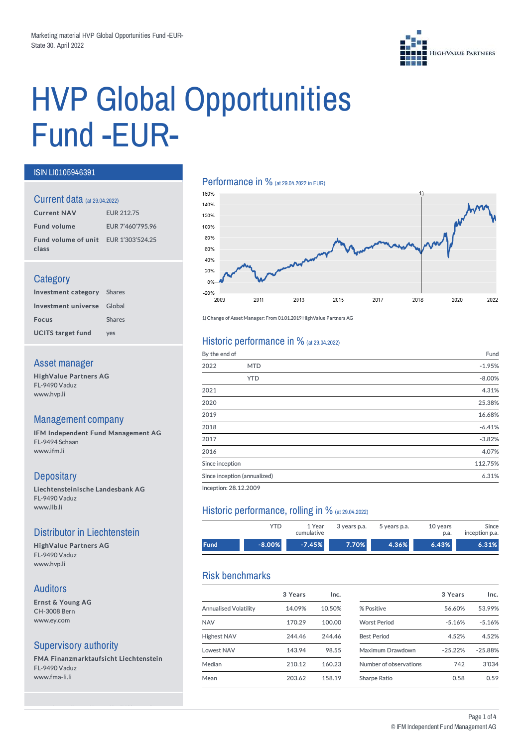Marketing material HVP Global Opportunities Fund -EUR-
State 30. April 2022

# HVP Global Opportunities Fund -EUR-

**ISIN LI0105946391**

## Current data (at 29.04.2022)

| | |
|---|---|
| **Current NAV** | EUR 212.75 |
| **Fund volume** | EUR 7'460'795.96 |
| **Fund volume of unit class** | EUR 1'303'524.25 |

## Category

| | |
|---|---|
| **Investment category** | Shares |
| **Investment universe** | Global |
| **Focus** | Shares |
| **UCITS target fund** | yes |

## Asset manager

**HighValue Partners AG**
FL-9490 Vaduz
www.hvp.li

## Management company

**IFM Independent Fund Management AG**
FL-9494 Schaan
www.ifm.li

## Depositary

**Liechtensteinische Landesbank AG**
FL-9490 Vaduz
www.llb.li

## Distributor in Liechtenstein

**HighValue Partners AG**
FL-9490 Vaduz
www.hvp.li

## Auditors

**Ernst & Young AG**
CH-3008 Bern
www.ey.com

## Supervisory authority

**FMA Finanzmarktaufsicht Liechtenstein**
FL-9490 Vaduz
www.fma-li.li

## Performance in % (at 29.04.2022 in EUR)

1) Change of Asset Manager: From 01.01.2019 HighValue Partners AG

## Historic performance in % (at 29.04.2022)

| By the end of | | Fund |
|---|---|---|
| 2022 | MTD | -1.95% |
| | YTD | -8.00% |
| 2021 | | 4.31% |
| 2020 | | 25.38% |
| 2019 | | 16.68% |
| 2018 | | -6.41% |
| 2017 | | -3.82% |
| 2016 | | 4.07% |
| Since inception | | 112.75% |
| Since inception (annualized) | | 6.31% |

Inception: 28.12.2009

## Historic performance, rolling in % (at 29.04.2022)

| | YTD | 1 Year cumulative | 3 years p.a. | 5 years p.a. | 10 years p.a. | Since inception p.a. |
|---|---|---|---|---|---|---|
| **Fund** | -8.00% | -7.45% | 7.70% | 4.36% | 6.43% | 6.31% |

## Risk benchmarks

| | 3 Years | Inc. |
|---|---|---|
| Annualised Volatility | 14.09% | 10.50% |
| NAV | 170.29 | 100.00 |
| Highest NAV | 244.46 | 244.46 |
| Lowest NAV | 143.94 | 98.55 |
| Median | 210.12 | 160.23 |
| Mean | 203.62 | 158.19 |

| | 3 Years | Inc. |
|---|---|---|
| % Positive | 56.60% | 53.99% |
| Worst Period | -5.16% | -5.16% |
| Best Period | 4.52% | 4.52% |
| Maximum Drawdown | -25.22% | -25.88% |
| Number of observations | 742 | 3'034 |
| Sharpe Ratio | 0.58 | 0.59 |

© IFM Independent Fund Management AG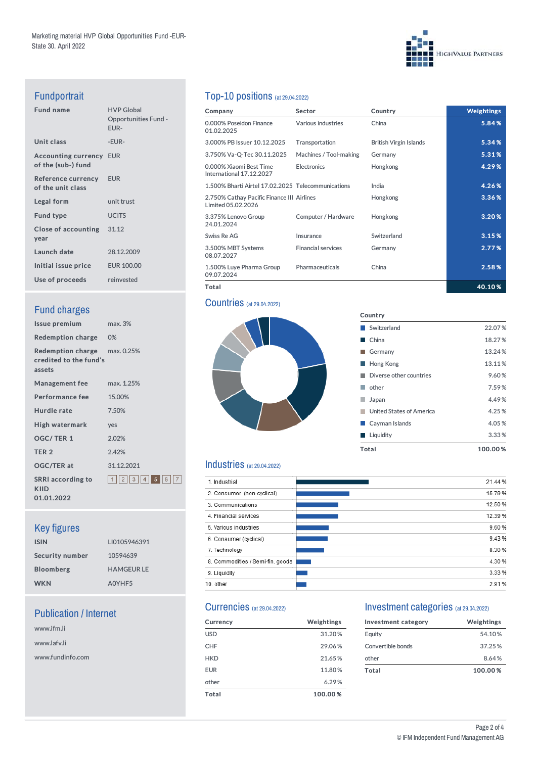Marketing material HVP Global Opportunities Fund -EUR-
State 30. April 2022

## Fundportrait

| | |
|---|---|
| **Fund name** | HVP Global Opportunities Fund -EUR- |
| **Unit class** | -EUR- |
| **Accounting currency of the (sub-) fund** | EUR |
| **Reference currency of the unit class** | EUR |
| **Legal form** | unit trust |
| **Fund type** | UCITS |
| **Close of accounting year** | 31.12 |
| **Launch date** | 28.12.2009 |
| **Initial issue price** | EUR 100.00 |
| **Use of proceeds** | reinvested |

## Fund charges

| | |
|---|---|
| **Issue premium** | max. 3% |
| **Redemption charge** | 0% |
| **Redemption charge credited to the fund's assets** | max. 0.25% |
| **Management fee** | max. 1.25% |
| **Performance fee** | 15.00% |
| **Hurdle rate** | 7.50% |
| **High watermark** | yes |
| **OGC/ TER 1** | 2.02% |
| **TER 2** | 2.42% |
| **OGC/TER at** | 31.12.2021 |
| **SRRI according to KIID 01.01.2022** | 1 2 3 4 **5** 6 7 |

## Key figures

| | |
|---|---|
| **ISIN** | LI0105946391 |
| **Security number** | 10594639 |
| **Bloomberg** | HAMGEUR LE |
| **WKN** | A0YHF5 |

## Publication / Internet

www.ifm.li

www.lafv.li

www.fundinfo.com

## Top-10 positions (at 29.04.2022)

| Company | Sector | Country | Weightings |
|---|---|---|---|
| 0.000% Poseidon Finance 01.02.2025 | Various industries | China | 5.84 % |
| 3.000% PB Issuer 10.12.2025 | Transportation | British Virgin Islands | 5.34 % |
| 3.750% Va-Q-Tec 30.11.2025 | Machines / Tool-making | Germany | 5.31 % |
| 0.000% Xiaomi Best Time International 17.12.2027 | Electronics | Hongkong | 4.29 % |
| 1.500% Bharti Airtel 17.02.2025 | Telecommunications | India | 4.26 % |
| 2.750% Cathay Pacific Finance III Limited 05.02.2026 | Airlines | Hongkong | 3.36 % |
| 3.375% Lenovo Group 24.01.2024 | Computer / Hardware | Hongkong | 3.20 % |
| Swiss Re AG | Insurance | Switzerland | 3.15 % |
| 3.500% MBT Systems 08.07.2027 | Financial services | Germany | 2.77 % |
| 1.500% Luye Pharma Group 09.07.2024 | Pharmaceuticals | China | 2.58 % |
| **Total** | | | **40.10 %** |

## Countries (at 29.04.2022)

| Country | |
|---|---|
| Switzerland | 22.07 % |
| China | 18.27 % |
| Germany | 13.24 % |
| Hong Kong | 13.11 % |
| Diverse other countries | 9.60 % |
| other | 7.59 % |
| Japan | 4.49 % |
| United States of America | 4.25 % |
| Cayman Islands | 4.05 % |
| Liquidity | 3.33 % |
| **Total** | **100.00 %** |

## Industries (at 29.04.2022)

| Industry | |
|---|---|
| 1. Industrial | 21.44 % |
| 2. Consumer (non-cyclical) | 15.79 % |
| 3. Communications | 12.50 % |
| 4. Financial services | 12.39 % |
| 5. Various industries | 9.60 % |
| 6. Consumer (cyclical) | 9.43 % |
| 7. Technology | 8.30 % |
| 8. Commodities / Semi-fin. goods | 4.30 % |
| 9. Liquidity | 3.33 % |
| 10. other | 2.91 % |

## Currencies (at 29.04.2022)

| Currency | Weightings |
|---|---|
| USD | 31.20 % |
| CHF | 29.06 % |
| HKD | 21.65 % |
| EUR | 11.80 % |
| other | 6.29 % |
| **Total** | **100.00 %** |

## Investment categories (at 29.04.2022)

| Investment category | Weightings |
|---|---|
| Equity | 54.10 % |
| Convertible bonds | 37.25 % |
| other | 8.64 % |
| **Total** | **100.00 %** |

© IFM Independent Fund Management AG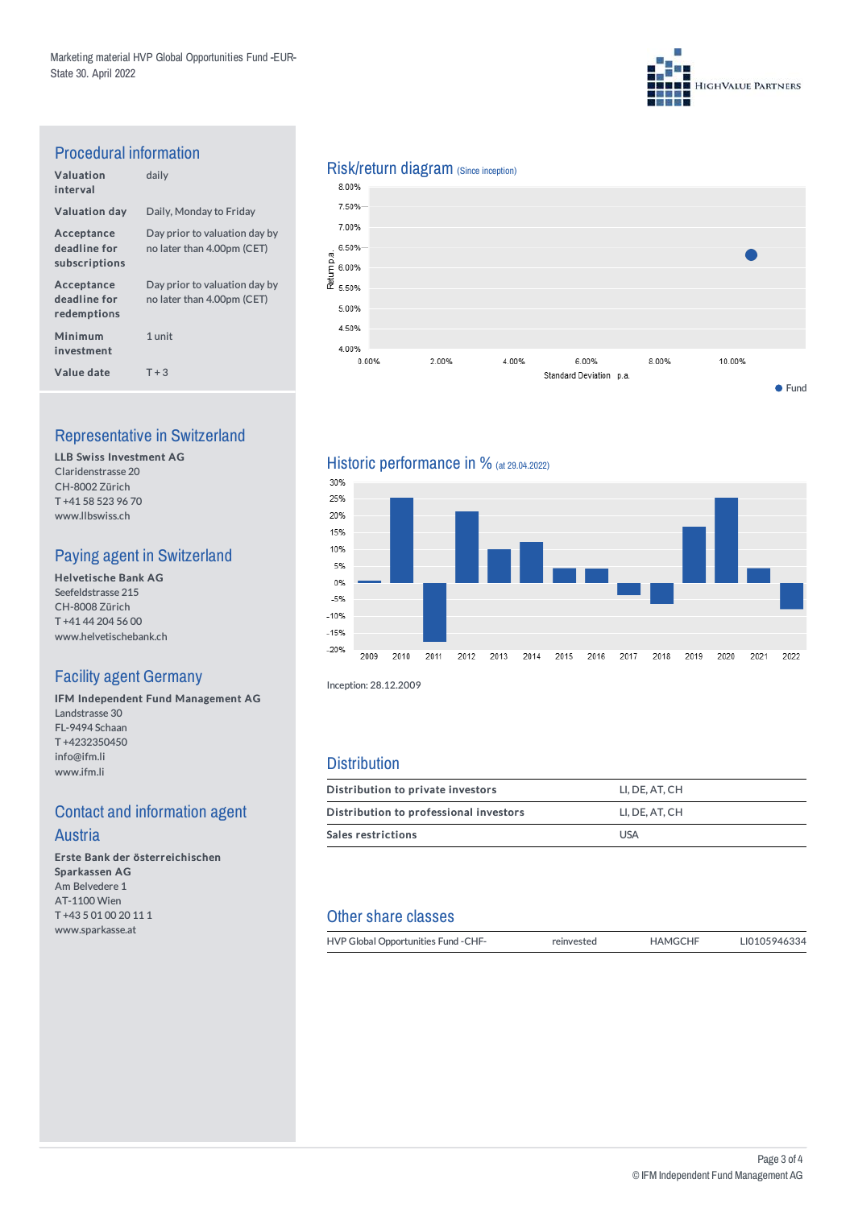Marketing material HVP Global Opportunities Fund -EUR-
State 30. April 2022

## Procedural information

| | |
|---|---|
| **Valuation interval** | daily |
| **Valuation day** | Daily, Monday to Friday |
| **Acceptance deadline for subscriptions** | Day prior to valuation day by no later than 4.00pm (CET) |
| **Acceptance deadline for redemptions** | Day prior to valuation day by no later than 4.00pm (CET) |
| **Minimum investment** | 1 unit |
| **Value date** | T + 3 |

## Representative in Switzerland

**LLB Swiss Investment AG**
Claridenstrasse 20
CH-8002 Zürich
T +41 58 523 96 70
www.llbswiss.ch

## Paying agent in Switzerland

**Helvetische Bank AG**
Seefeldstrasse 215
CH-8008 Zürich
T +41 44 204 56 00
www.helvetischebank.ch

## Facility agent Germany

**IFM Independent Fund Management AG**
Landstrasse 30
FL-9494 Schaan
T +4232350450
info@ifm.li
www.ifm.li

## Contact and information agent Austria

**Erste Bank der österreichischen Sparkassen AG**
Am Belvedere 1
AT-1100 Wien
T +43 5 01 00 20 11 1
www.sparkasse.at

## Risk/return diagram (Since inception)

## Historic performance in % (at 29.04.2022)

Inception: 28.12.2009

## Distribution

| | |
|---|---|
| **Distribution to private investors** | LI, DE, AT, CH |
| **Distribution to professional investors** | LI, DE, AT, CH |
| **Sales restrictions** | USA |

## Other share classes

| | | | |
|---|---|---|---|
| HVP Global Opportunities Fund -CHF- | reinvested | HAMGCHF | LI0105946334 |

© IFM Independent Fund Management AG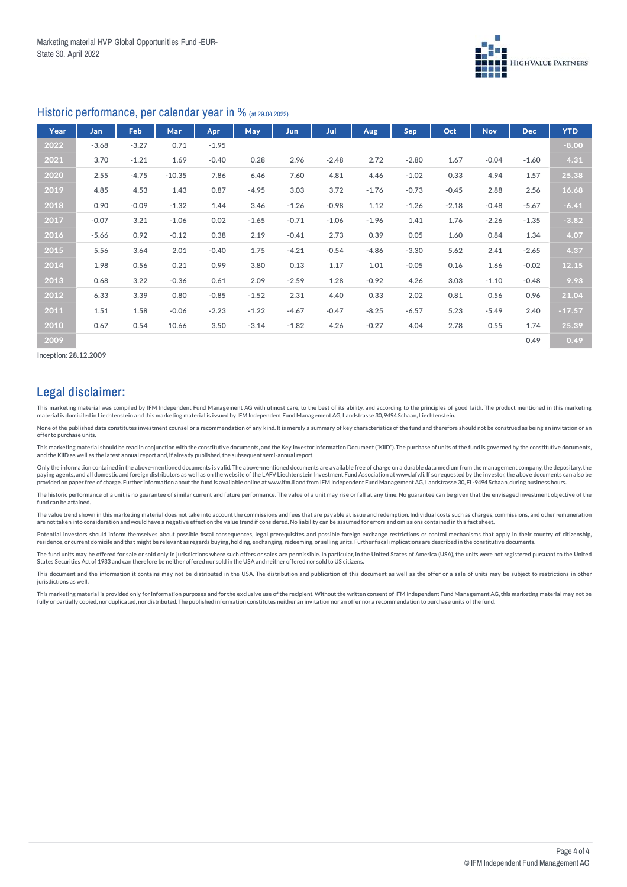## Historic performance, per calendar year in % (at 29.04.2022)

| Year | Jan | Feb | Mar | Apr | May | Jun | Jul | Aug | Sep | Oct | Nov | Dec | YTD |
|---|---|---|---|---|---|---|---|---|---|---|---|---|---|
| 2022 | -3.68 | -3.27 | 0.71 | -1.95 | | | | | | | | | -8.00 |
| 2021 | 3.70 | -1.21 | 1.69 | -0.40 | 0.28 | 2.96 | -2.48 | 2.72 | -2.80 | 1.67 | -0.04 | -1.60 | 4.31 |
| 2020 | 2.55 | -4.75 | -10.35 | 7.86 | 6.46 | 7.60 | 4.81 | 4.46 | -1.02 | 0.33 | 4.94 | 1.57 | 25.38 |
| 2019 | 4.85 | 4.53 | 1.43 | 0.87 | -4.95 | 3.03 | 3.72 | -1.76 | -0.73 | -0.45 | 2.88 | 2.56 | 16.68 |
| 2018 | 0.90 | -0.09 | -1.32 | 1.44 | 3.46 | -1.26 | -0.98 | 1.12 | -1.26 | -2.18 | -0.48 | -5.67 | -6.41 |
| 2017 | -0.07 | 3.21 | -1.06 | 0.02 | -1.65 | -0.71 | -1.06 | -1.96 | 1.41 | 1.76 | -2.26 | -1.35 | -3.82 |
| 2016 | -5.66 | 0.92 | -0.12 | 0.38 | 2.19 | -0.41 | 2.73 | 0.39 | 0.05 | 1.60 | 0.84 | 1.34 | 4.07 |
| 2015 | 5.56 | 3.64 | 2.01 | -0.40 | 1.75 | -4.21 | -0.54 | -4.86 | -3.30 | 5.62 | 2.41 | -2.65 | 4.37 |
| 2014 | 1.98 | 0.56 | 0.21 | 0.99 | 3.80 | 0.13 | 1.17 | 1.01 | -0.05 | 0.16 | 1.66 | -0.02 | 12.15 |
| 2013 | 0.68 | 3.22 | -0.36 | 0.61 | 2.09 | -2.59 | 1.28 | -0.92 | 4.26 | 3.03 | -1.10 | -0.48 | 9.93 |
| 2012 | 6.33 | 3.39 | 0.80 | -0.85 | -1.52 | 2.31 | 4.40 | 0.33 | 2.02 | 0.81 | 0.56 | 0.96 | 21.04 |
| 2011 | 1.51 | 1.58 | -0.06 | -2.23 | -1.22 | -4.67 | -0.47 | -8.25 | -6.57 | 5.23 | -5.49 | 2.40 | -17.57 |
| 2010 | 0.67 | 0.54 | 10.66 | 3.50 | -3.14 | -1.82 | 4.26 | -0.27 | 4.04 | 2.78 | 0.55 | 1.74 | 25.39 |
| 2009 | | | | | | | | | | | | 0.49 | 0.49 |

Inception: 28.12.2009

## Legal disclaimer:

This marketing material was compiled by IFM Independent Fund Management AG with utmost care, to the best of its ability, and according to the principles of good faith. The product mentioned in this marketing material is domiciled in Liechtenstein and this marketing material is issued by IFM Independent Fund Management AG, Landstrasse 30, 9494 Schaan, Liechtenstein.

None of the published data constitutes investment counsel or a recommendation of any kind. It is merely a summary of key characteristics of the fund and therefore should not be construed as being an invitation or an offer to purchase units.

This marketing material should be read in conjunction with the constitutive documents, and the Key Investor Information Document ("KIID"). The purchase of units of the fund is governed by the constitutive documents, and the KIID as well as the latest annual report and, if already published, the subsequent semi-annual report.

Only the information contained in the above-mentioned documents is valid. The above-mentioned documents are available free of charge on a durable data medium from the management company, the depositary, the paying agents, and all domestic and foreign distributors as well as on the website of the LAFV Liechtenstein Investment Fund Association at www.lafv.li. If so requested by the investor, the above documents can also be provided on paper free of charge. Further information about the fund is available online at www.ifm.li and from IFM Independent Fund Management AG, Landstrasse 30, FL-9494 Schaan, during business hours.

The historic performance of a unit is no guarantee of similar current and future performance. The value of a unit may rise or fall at any time. No guarantee can be given that the envisaged investment objective of the fund can be attained.

The value trend shown in this marketing material does not take into account the commissions and fees that are payable at issue and redemption. Individual costs such as charges, commissions, and other remuneration are not taken into consideration and would have a negative effect on the value trend if considered. No liability can be assumed for errors and omissions contained in this fact sheet.

Potential investors should inform themselves about possible fiscal consequences, legal prerequisites and possible foreign exchange restrictions or control mechanisms that apply in their country of citizenship, residence, or current domicile and that might be relevant as regards buying, holding, exchanging, redeeming, or selling units. Further fiscal implications are described in the constitutive documents.

The fund units may be offered for sale or sold only in jurisdictions where such offers or sales are permissible. In particular, in the United States of America (USA), the units were not registered pursuant to the United States Securities Act of 1933 and can therefore be neither offered nor sold in the USA and neither offered nor sold to US citizens.

This document and the information it contains may not be distributed in the USA. The distribution and publication of this document as well as the offer or a sale of units may be subject to restrictions in other jurisdictions as well.

This marketing material is provided only for information purposes and for the exclusive use of the recipient. Without the written consent of IFM Independent Fund Management AG, this marketing material may not be fully or partially copied, nor duplicated, nor distributed. The published information constitutes neither an invitation nor an offer nor a recommendation to purchase units of the fund.